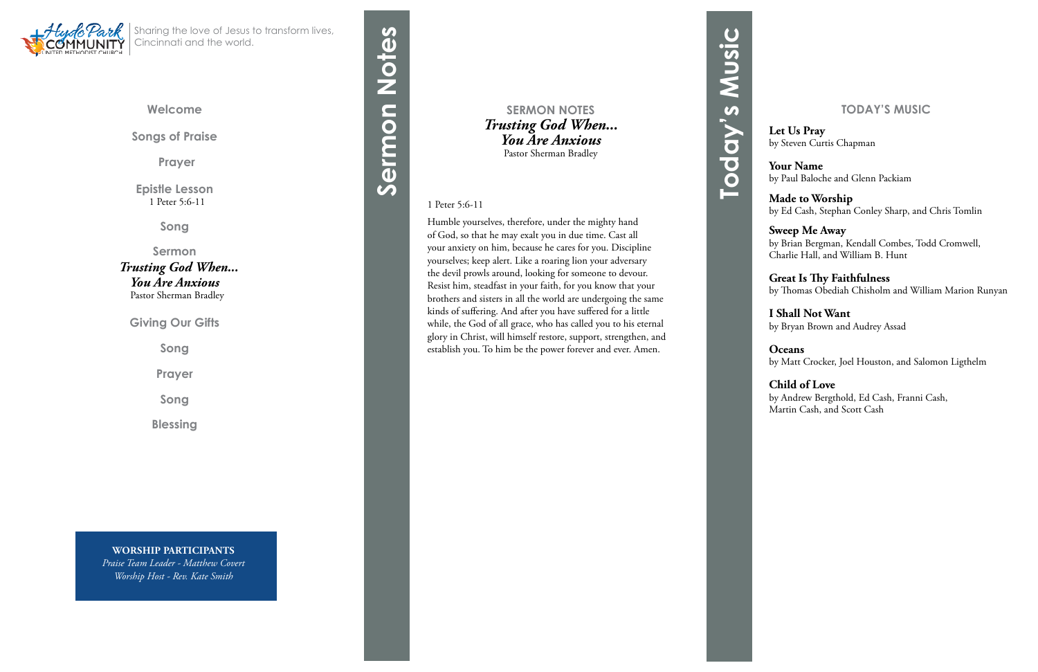Hyde Park Community United Methodist Church

Sharing the love of Jesus to transform lives, Cincinnati and the world.

**Welcome**

**Songs of Praise**

**Prayer**

**Epistle Lesson**
1 Peter 5:6-11

**Song**

**Sermon**
***Trusting God When... You Are Anxious***
Pastor Sherman Bradley

**Giving Our Gifts**

**Song**

**Prayer**

**Song**

**Blessing**

**WORSHIP PARTICIPANTS**
*Praise Team Leader - Matthew Covert*
*Worship Host - Rev. Kate Smith*

# Sermon Notes

## SERMON NOTES
***Trusting God When... You Are Anxious***
Pastor Sherman Bradley

1 Peter 5:6-11

Humble yourselves, therefore, under the mighty hand of God, so that he may exalt you in due time. Cast all your anxiety on him, because he cares for you. Discipline yourselves; keep alert. Like a roaring lion your adversary the devil prowls around, looking for someone to devour. Resist him, steadfast in your faith, for you know that your brothers and sisters in all the world are undergoing the same kinds of suffering. And after you have suffered for a little while, the God of all grace, who has called you to his eternal glory in Christ, will himself restore, support, strengthen, and establish you. To him be the power forever and ever. Amen.

# Today's Music

## TODAY'S MUSIC

**Let Us Pray**
by Steven Curtis Chapman

**Your Name**
by Paul Baloche and Glenn Packiam

**Made to Worship**
by Ed Cash, Stephan Conley Sharp, and Chris Tomlin

**Sweep Me Away**
by Brian Bergman, Kendall Combes, Todd Cromwell, Charlie Hall, and William B. Hunt

**Great Is Thy Faithfulness**
by Thomas Obediah Chisholm and William Marion Runyan

**I Shall Not Want**
by Bryan Brown and Audrey Assad

**Oceans**
by Matt Crocker, Joel Houston, and Salomon Ligthelm

**Child of Love**
by Andrew Bergthold, Ed Cash, Franni Cash, Martin Cash, and Scott Cash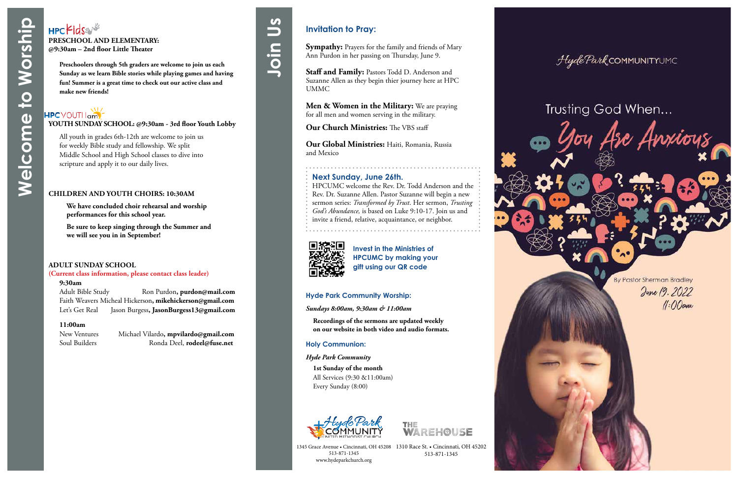# Welcome to Worship

HPC Kids

**PRESCHOOL AND ELEMENTARY: @9:30am – 2nd floor Little Theater**

**Preschoolers through 5th graders are welcome to join us each Sunday as we learn Bible stories while playing games and having fun! Summer is a great time to check out our active class and make new friends!**

HPC YOUTH I am

**YOUTH SUNDAY SCHOOL: @9:30am - 3rd floor Youth Lobby**

All youth in grades 6th-12th are welcome to join us for weekly Bible study and fellowship. We split Middle School and High School classes to dive into scripture and apply it to our daily lives.

**CHILDREN AND YOUTH CHOIRS: 10:30AM**

**We have concluded choir rehearsal and worship performances for this school year.**

**Be sure to keep singing through the Summer and we will see you in in September!**

**ADULT SUNDAY SCHOOL**

**(Current class information, please contact class leader)**

**9:30am**

Adult Bible Study Ron Purdon, **purdon@mail.com**
Faith Weavers Micheal Hickerson, **mikehickerson@gmail.com**
Let's Get Real Jason Burgess, **JasonBurgess13@gmail.com**

**11:00am**

New Ventures Michael Vilardo, **mpvilardo@gmail.com**
Soul Builders Ronda Deel, **rodeel@fuse.net**

# Join Us

## Invitation to Pray:

**Sympathy:** Prayers for the family and friends of Mary Ann Purdon in her passing on Thursday, June 9.

**Staff and Family:** Pastors Todd D. Anderson and Suzanne Allen as they begin thier journey here at HPC UMMC

**Men & Women in the Military:** We are praying for all men and women serving in the military.

**Our Church Ministries:** The VBS staff

**Our Global Ministries:** Haiti, Romania, Russia and Mexico

## Next Sunday, June 26th.

HPCUMC welcome the Rev. Dr. Todd Anderson and the Rev. Dr. Suzanne Allen. Pastor Suzanne will begin a new sermon series: *Transformed by Trust*. Her sermon, *Trusting God's Abundance,* is based on Luke 9:10-17. Join us and invite a friend, relative, acquaintance, or neighbor.

**Invest in the Ministries of HPCUMC by making your gift using our QR code**

## Hyde Park Community Worship:

***Sundays 8:00am, 9:30am & 11:00am***

**Recordings of the sermons are updated weekly on our website in both video and audio formats.**

## Holy Communion:

***Hyde Park Community***

**1st Sunday of the month**
All Services (9:30 &11:00am)
Every Sunday (8:00)

Hyde Park Community United Methodist Church
1345 Grace Avenue • Cincinnati, OH 45208
513-871-1345
www.hydeparkchurch.org

THE WAREHOUSE
1310 Race St. • Cincinnati, OH 45202
513-871-1345

Hyde Park COMMUNITY UMC

# Trusting God When... You Are Anxious

By Pastor Sherman Bradley
June 19. 2022
11:00am